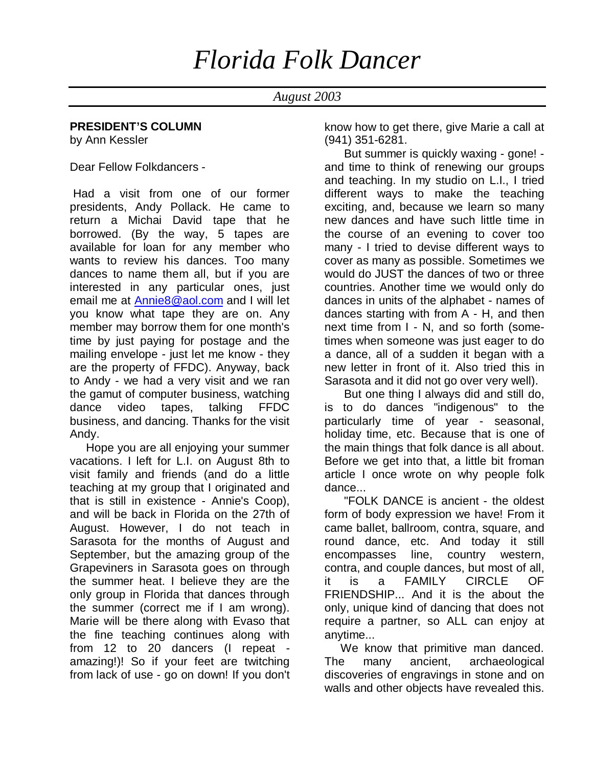# Florida Folk Dancer

*August 2003*

**PRESIDENT'S COLUMN**
by Ann Kessler

Dear Fellow Folkdancers -

Had a visit from one of our former presidents, Andy Pollack. He came to return a Michai David tape that he borrowed. (By the way, 5 tapes are available for loan for any member who wants to review his dances. Too many dances to name them all, but if you are interested in any particular ones, just email me at Annie8@aol.com and I will let you know what tape they are on. Any member may borrow them for one month's time by just paying for postage and the mailing envelope - just let me know - they are the property of FFDC). Anyway, back to Andy - we had a very visit and we ran the gamut of computer business, watching dance video tapes, talking FFDC business, and dancing. Thanks for the visit Andy.

Hope you are all enjoying your summer vacations. I left for L.I. on August 8th to visit family and friends (and do a little teaching at my group that I originated and that is still in existence - Annie's Coop), and will be back in Florida on the 27th of August. However, I do not teach in Sarasota for the months of August and September, but the amazing group of the Grapeviners in Sarasota goes on through the summer heat. I believe they are the only group in Florida that dances through the summer (correct me if I am wrong). Marie will be there along with Evaso that the fine teaching continues along with from 12 to 20 dancers (I repeat - amazing!)! So if your feet are twitching from lack of use - go on down! If you don't know how to get there, give Marie a call at (941) 351-6281.

But summer is quickly waxing - gone! - and time to think of renewing our groups and teaching. In my studio on L.I., I tried different ways to make the teaching exciting, and, because we learn so many new dances and have such little time in the course of an evening to cover too many - I tried to devise different ways to cover as many as possible. Sometimes we would do JUST the dances of two or three countries. Another time we would only do dances in units of the alphabet - names of dances starting with from A - H, and then next time from I - N, and so forth (sometimes when someone was just eager to do a dance, all of a sudden it began with a new letter in front of it. Also tried this in Sarasota and it did not go over very well).

But one thing I always did and still do, is to do dances "indigenous" to the particularly time of year - seasonal, holiday time, etc. Because that is one of the main things that folk dance is all about. Before we get into that, a little bit froman article I once wrote on why people folk dance...

"FOLK DANCE is ancient - the oldest form of body expression we have! From it came ballet, ballroom, contra, square, and round dance, etc. And today it still encompasses line, country western, contra, and couple dances, but most of all, it is a FAMILY CIRCLE OF FRIENDSHIP... And it is the about the only, unique kind of dancing that does not require a partner, so ALL can enjoy at anytime...

We know that primitive man danced. The many ancient, archaeological discoveries of engravings in stone and on walls and other objects have revealed this.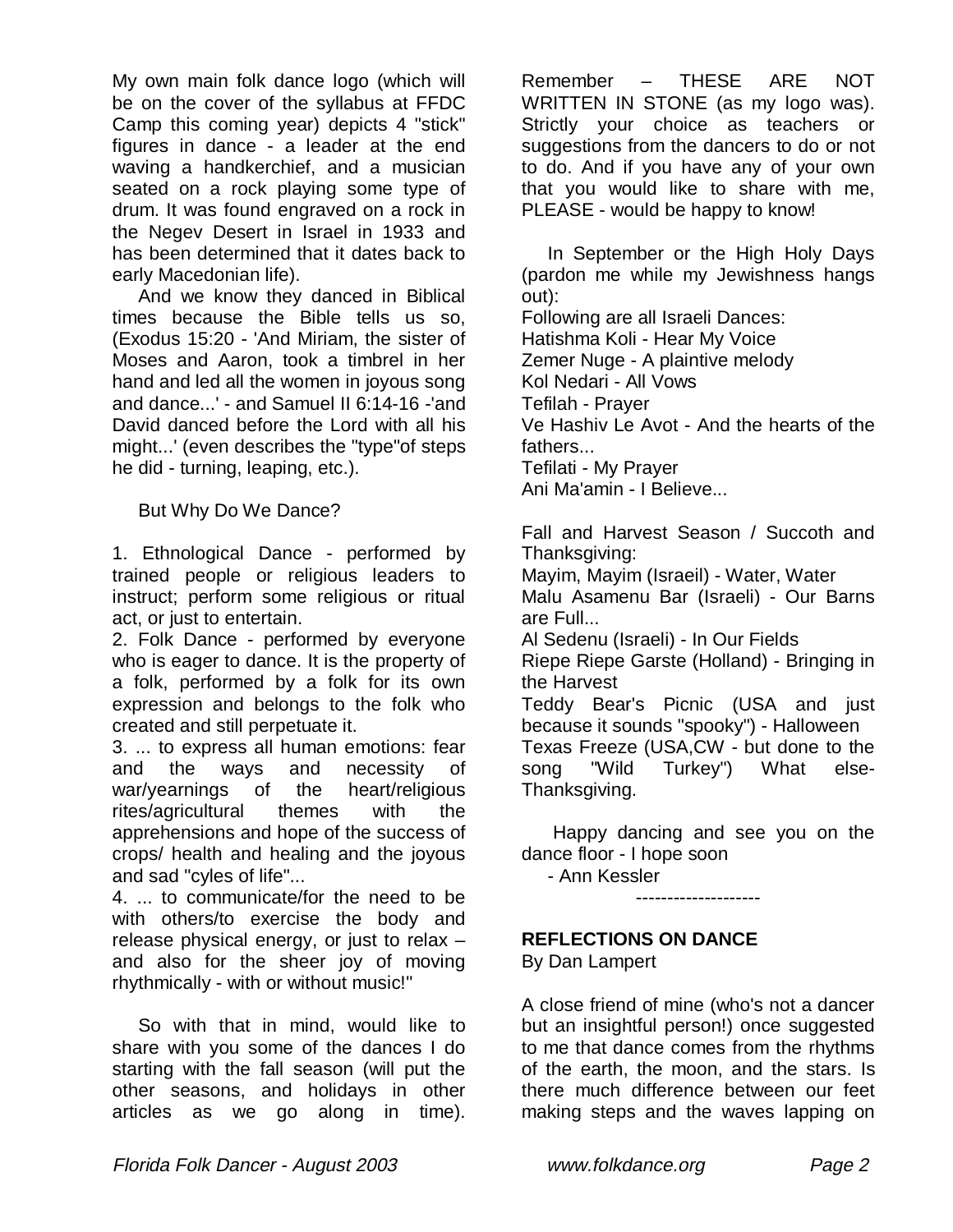My own main folk dance logo (which will be on the cover of the syllabus at FFDC Camp this coming year) depicts 4 "stick" figures in dance - a leader at the end waving a handkerchief, and a musician seated on a rock playing some type of drum. It was found engraved on a rock in the Negev Desert in Israel in 1933 and has been determined that it dates back to early Macedonian life).

And we know they danced in Biblical times because the Bible tells us so, (Exodus 15:20 - 'And Miriam, the sister of Moses and Aaron, took a timbrel in her hand and led all the women in joyous song and dance...' - and Samuel II 6:14-16 -'and David danced before the Lord with all his might...' (even describes the "type"of steps he did - turning, leaping, etc.).

But Why Do We Dance?

1. Ethnological Dance - performed by trained people or religious leaders to instruct; perform some religious or ritual act, or just to entertain.
2. Folk Dance - performed by everyone who is eager to dance. It is the property of a folk, performed by a folk for its own expression and belongs to the folk who created and still perpetuate it.
3. ... to express all human emotions: fear and the ways and necessity of war/yearnings of the heart/religious rites/agricultural themes with the apprehensions and hope of the success of crops/ health and healing and the joyous and sad "cyles of life"...
4. ... to communicate/for the need to be with others/to exercise the body and release physical energy, or just to relax – and also for the sheer joy of moving rhythmically - with or without music!"

So with that in mind, would like to share with you some of the dances I do starting with the fall season (will put the other seasons, and holidays in other articles as we go along in time). Remember – THESE ARE NOT WRITTEN IN STONE (as my logo was). Strictly your choice as teachers or suggestions from the dancers to do or not to do. And if you have any of your own that you would like to share with me, PLEASE - would be happy to know!

In September or the High Holy Days (pardon me while my Jewishness hangs out):
Following are all Israeli Dances:
Hatishma Koli - Hear My Voice
Zemer Nuge - A plaintive melody
Kol Nedari - All Vows
Tefilah - Prayer
Ve Hashiv Le Avot - And the hearts of the fathers...
Tefilati - My Prayer
Ani Ma'amin - I Believe...

Fall and Harvest Season / Succoth and Thanksgiving:
Mayim, Mayim (Israeil) - Water, Water
Malu Asamenu Bar (Israeli) - Our Barns are Full...
Al Sedenu (Israeli) - In Our Fields
Riepe Riepe Garste (Holland) - Bringing in the Harvest
Teddy Bear's Picnic (USA and just because it sounds "spooky") - Halloween
Texas Freeze (USA,CW - but done to the song "Wild Turkey") What else- Thanksgiving.

Happy dancing and see you on the dance floor - I hope soon

- Ann Kessler

-------------------

**REFLECTIONS ON DANCE**
By Dan Lampert

A close friend of mine (who's not a dancer but an insightful person!) once suggested to me that dance comes from the rhythms of the earth, the moon, and the stars. Is there much difference between our feet making steps and the waves lapping on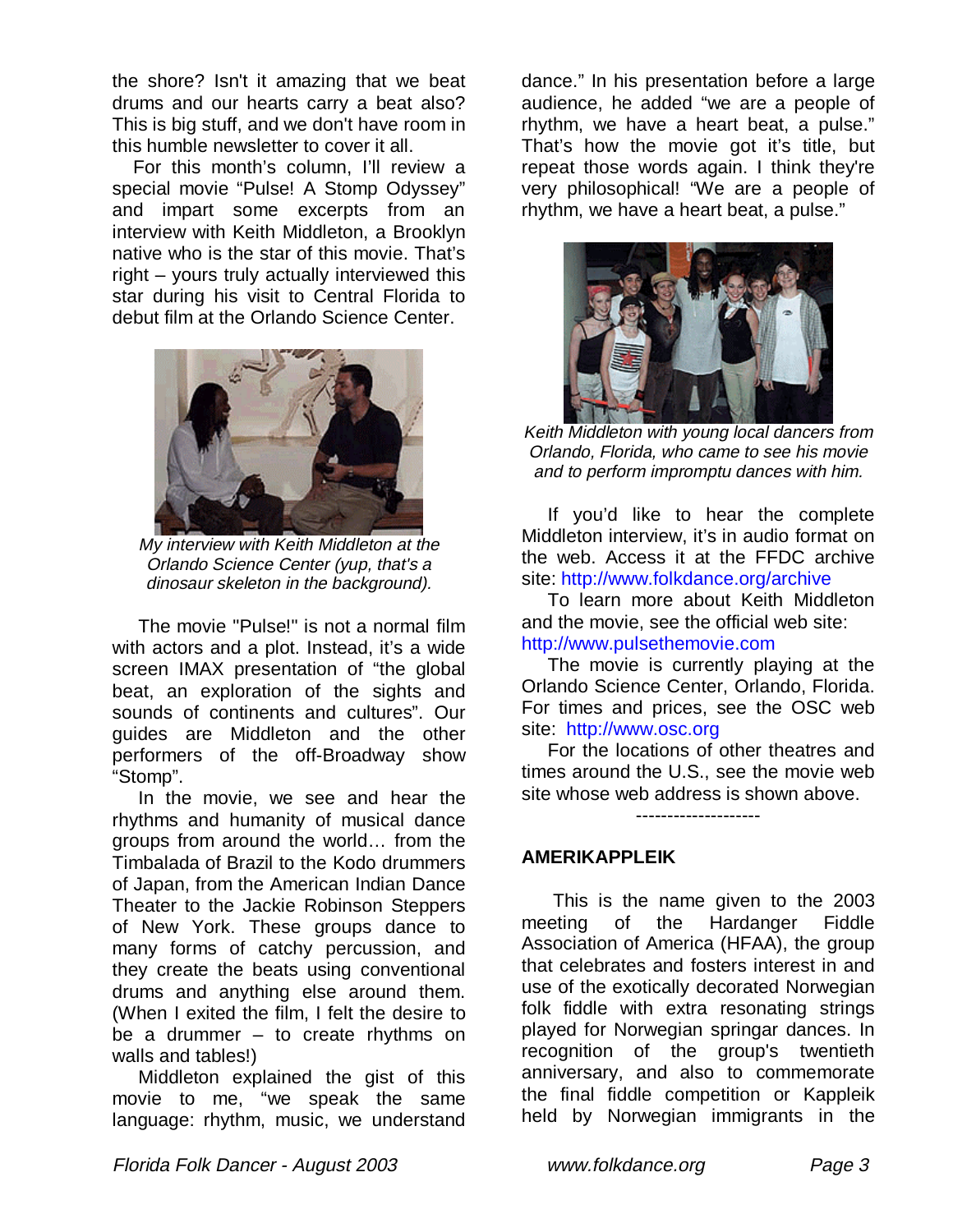the shore? Isn't it amazing that we beat drums and our hearts carry a beat also? This is big stuff, and we don't have room in this humble newsletter to cover it all.

For this month's column, I'll review a special movie "Pulse! A Stomp Odyssey" and impart some excerpts from an interview with Keith Middleton, a Brooklyn native who is the star of this movie. That's right – yours truly actually interviewed this star during his visit to Central Florida to debut film at the Orlando Science Center.

*My interview with Keith Middleton at the Orlando Science Center (yup, that's a dinosaur skeleton in the background).*

The movie "Pulse!" is not a normal film with actors and a plot. Instead, it's a wide screen IMAX presentation of "the global beat, an exploration of the sights and sounds of continents and cultures". Our guides are Middleton and the other performers of the off-Broadway show "Stomp".

In the movie, we see and hear the rhythms and humanity of musical dance groups from around the world… from the Timbalada of Brazil to the Kodo drummers of Japan, from the American Indian Dance Theater to the Jackie Robinson Steppers of New York. These groups dance to many forms of catchy percussion, and they create the beats using conventional drums and anything else around them. (When I exited the film, I felt the desire to be a drummer – to create rhythms on walls and tables!)

Middleton explained the gist of this movie to me, "we speak the same language: rhythm, music, we understand dance." In his presentation before a large audience, he added "we are a people of rhythm, we have a heart beat, a pulse." That's how the movie got it's title, but repeat those words again. I think they're very philosophical! "We are a people of rhythm, we have a heart beat, a pulse."

*Keith Middleton with young local dancers from Orlando, Florida, who came to see his movie and to perform impromptu dances with him.*

If you'd like to hear the complete Middleton interview, it's in audio format on the web. Access it at the FFDC archive site: http://www.folkdance.org/archive

To learn more about Keith Middleton and the movie, see the official web site: http://www.pulsethemovie.com

The movie is currently playing at the Orlando Science Center, Orlando, Florida. For times and prices, see the OSC web site: http://www.osc.org

For the locations of other theatres and times around the U.S., see the movie web site whose web address is shown above.

--------------------

## AMERIKAPPLEIK

This is the name given to the 2003 meeting of the Hardanger Fiddle Association of America (HFAA), the group that celebrates and fosters interest in and use of the exotically decorated Norwegian folk fiddle with extra resonating strings played for Norwegian springar dances. In recognition of the group's twentieth anniversary, and also to commemorate the final fiddle competition or Kappleik held by Norwegian immigrants in the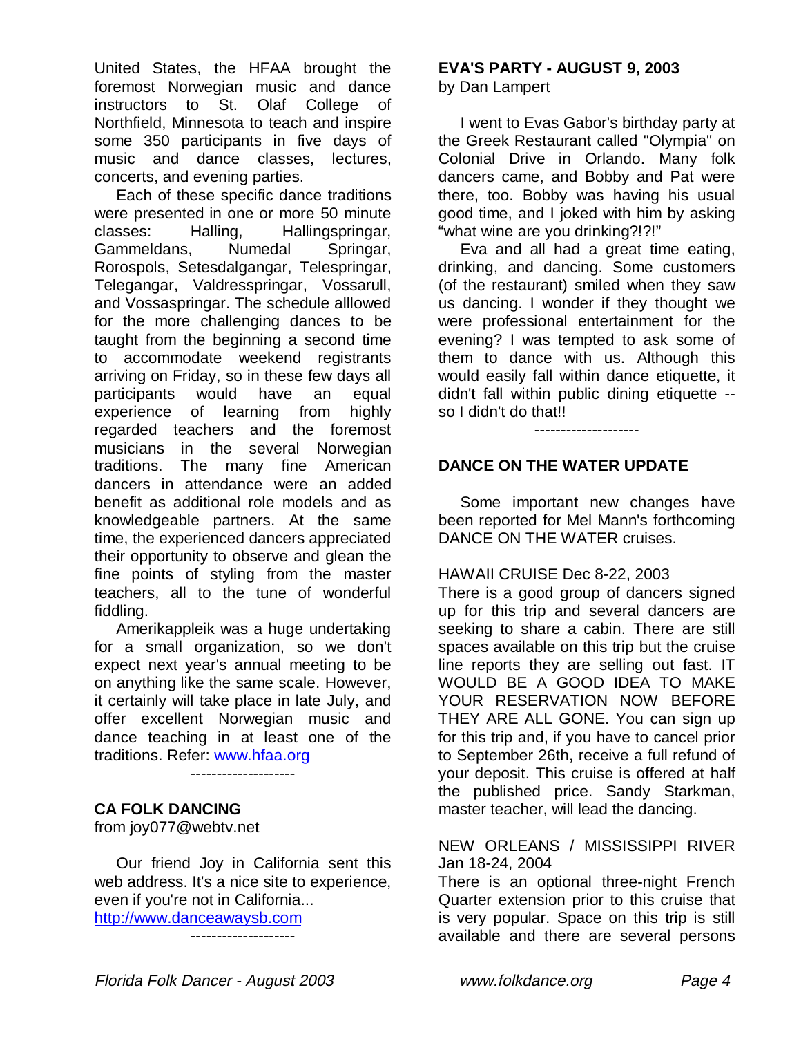United States, the HFAA brought the foremost Norwegian music and dance instructors to St. Olaf College of Northfield, Minnesota to teach and inspire some 350 participants in five days of music and dance classes, lectures, concerts, and evening parties.

Each of these specific dance traditions were presented in one or more 50 minute classes: Halling, Hallingspringar, Gammeldans, Numedal Springar, Rorospols, Setesdalgangar, Telespringar, Telegangar, Valdresspringar, Vossarull, and Vossaspringar. The schedule alllowed for the more challenging dances to be taught from the beginning a second time to accommodate weekend registrants arriving on Friday, so in these few days all participants would have an equal experience of learning from highly regarded teachers and the foremost musicians in the several Norwegian traditions. The many fine American dancers in attendance were an added benefit as additional role models and as knowledgeable partners. At the same time, the experienced dancers appreciated their opportunity to observe and glean the fine points of styling from the master teachers, all to the tune of wonderful fiddling.

Amerikappleik was a huge undertaking for a small organization, so we don't expect next year's annual meeting to be on anything like the same scale. However, it certainly will take place in late July, and offer excellent Norwegian music and dance teaching in at least one of the traditions. Refer: www.hfaa.org

--------------------

**CA FOLK DANCING**
from joy077@webtv.net

Our friend Joy in California sent this web address. It's a nice site to experience, even if you're not in California...
http://www.danceawaysb.com

--------------------

**EVA'S PARTY - AUGUST 9, 2003**
by Dan Lampert

I went to Evas Gabor's birthday party at the Greek Restaurant called "Olympia" on Colonial Drive in Orlando. Many folk dancers came, and Bobby and Pat were there, too. Bobby was having his usual good time, and I joked with him by asking "what wine are you drinking?!?!"

Eva and all had a great time eating, drinking, and dancing. Some customers (of the restaurant) smiled when they saw us dancing. I wonder if they thought we were professional entertainment for the evening? I was tempted to ask some of them to dance with us. Although this would easily fall within dance etiquette, it didn't fall within public dining etiquette -- so I didn't do that!!

--------------------

**DANCE ON THE WATER UPDATE**

Some important new changes have been reported for Mel Mann's forthcoming DANCE ON THE WATER cruises.

HAWAII CRUISE Dec 8-22, 2003
There is a good group of dancers signed up for this trip and several dancers are seeking to share a cabin. There are still spaces available on this trip but the cruise line reports they are selling out fast. IT WOULD BE A GOOD IDEA TO MAKE YOUR RESERVATION NOW BEFORE THEY ARE ALL GONE. You can sign up for this trip and, if you have to cancel prior to September 26th, receive a full refund of your deposit. This cruise is offered at half the published price. Sandy Starkman, master teacher, will lead the dancing.

NEW ORLEANS / MISSISSIPPI RIVER Jan 18-24, 2004
There is an optional three-night French Quarter extension prior to this cruise that is very popular. Space on this trip is still available and there are several persons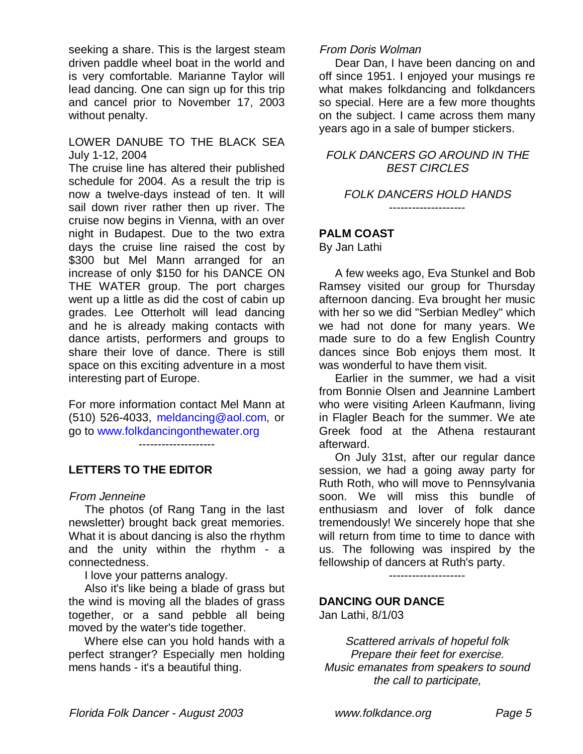seeking a share. This is the largest steam driven paddle wheel boat in the world and is very comfortable. Marianne Taylor will lead dancing. One can sign up for this trip and cancel prior to November 17, 2003 without penalty.

LOWER DANUBE TO THE BLACK SEA
July 1-12, 2004
The cruise line has altered their published schedule for 2004. As a result the trip is now a twelve-days instead of ten. It will sail down river rather then up river. The cruise now begins in Vienna, with an over night in Budapest. Due to the two extra days the cruise line raised the cost by $300 but Mel Mann arranged for an increase of only $150 for his DANCE ON THE WATER group. The port charges went up a little as did the cost of cabin up grades. Lee Otterholt will lead dancing and he is already making contacts with dance artists, performers and groups to share their love of dance. There is still space on this exciting adventure in a most interesting part of Europe.

For more information contact Mel Mann at (510) 526-4033, meldancing@aol.com, or go to www.folkdancingonthewater.org

--------------------

## LETTERS TO THE EDITOR

*From Jenneine*

The photos (of Rang Tang in the last newsletter) brought back great memories. What it is about dancing is also the rhythm and the unity within the rhythm - a connectedness.

I love your patterns analogy.

Also it's like being a blade of grass but the wind is moving all the blades of grass together, or a sand pebble all being moved by the water's tide together.

Where else can you hold hands with a perfect stranger? Especially men holding mens hands - it's a beautiful thing.

*From Doris Wolman*

Dear Dan, I have been dancing on and off since 1951. I enjoyed your musings re what makes folkdancing and folkdancers so special. Here are a few more thoughts on the subject. I came across them many years ago in a sale of bumper stickers.

*FOLK DANCERS GO AROUND IN THE BEST CIRCLES*

*FOLK DANCERS HOLD HANDS*

--------------------

## PALM COAST

By Jan Lathi

A few weeks ago, Eva Stunkel and Bob Ramsey visited our group for Thursday afternoon dancing. Eva brought her music with her so we did "Serbian Medley" which we had not done for many years. We made sure to do a few English Country dances since Bob enjoys them most. It was wonderful to have them visit.

Earlier in the summer, we had a visit from Bonnie Olsen and Jeannine Lambert who were visiting Arleen Kaufmann, living in Flagler Beach for the summer. We ate Greek food at the Athena restaurant afterward.

On July 31st, after our regular dance session, we had a going away party for Ruth Roth, who will move to Pennsylvania soon. We will miss this bundle of enthusiasm and lover of folk dance tremendously! We sincerely hope that she will return from time to time to dance with us. The following was inspired by the fellowship of dancers at Ruth's party.

--------------------

## DANCING OUR DANCE

Jan Lathi, 8/1/03

*Scattered arrivals of hopeful folk*
*Prepare their feet for exercise.*
*Music emanates from speakers to sound*
*the call to participate,*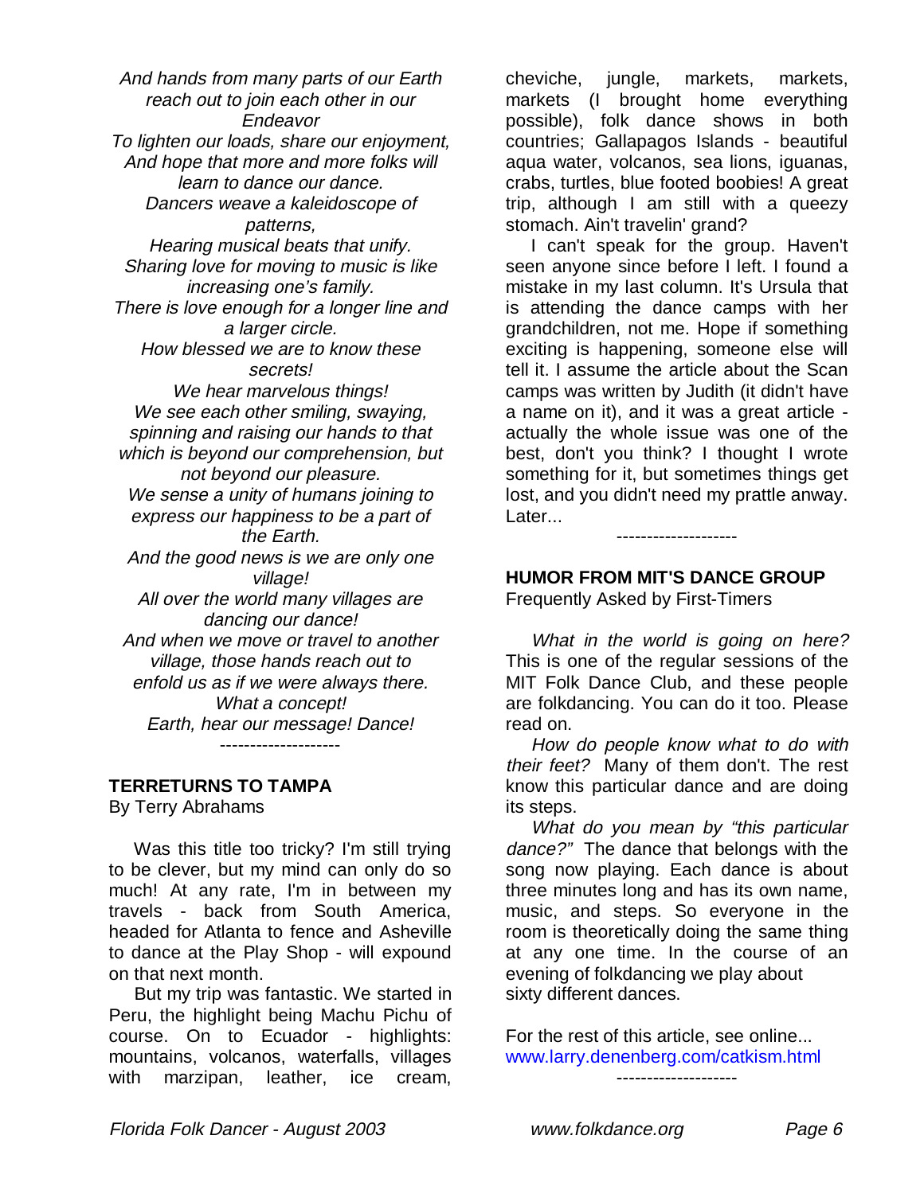*And hands from many parts of our Earth reach out to join each other in our Endeavor*
*To lighten our loads, share our enjoyment,*
*And hope that more and more folks will learn to dance our dance.*
*Dancers weave a kaleidoscope of patterns,*
*Hearing musical beats that unify.*
*Sharing love for moving to music is like increasing one's family.*
*There is love enough for a longer line and a larger circle.*
*How blessed we are to know these secrets!*
*We hear marvelous things!*
*We see each other smiling, swaying, spinning and raising our hands to that which is beyond our comprehension, but not beyond our pleasure.*
*We sense a unity of humans joining to express our happiness to be a part of the Earth.*
*And the good news is we are only one village!*
*All over the world many villages are dancing our dance!*
*And when we move or travel to another village, those hands reach out to enfold us as if we were always there.*
*What a concept!*
*Earth, hear our message! Dance!*

--------------------

**TERRETURNS TO TAMPA**
By Terry Abrahams

Was this title too tricky? I'm still trying to be clever, but my mind can only do so much! At any rate, I'm in between my travels - back from South America, headed for Atlanta to fence and Asheville to dance at the Play Shop - will expound on that next month.

But my trip was fantastic. We started in Peru, the highlight being Machu Pichu of course. On to Ecuador - highlights: mountains, volcanos, waterfalls, villages with marzipan, leather, ice cream, cheviche, jungle, markets, markets, markets (I brought home everything possible), folk dance shows in both countries; Gallapagos Islands - beautiful aqua water, volcanos, sea lions, iguanas, crabs, turtles, blue footed boobies! A great trip, although I am still with a queezy stomach. Ain't travelin' grand?

I can't speak for the group. Haven't seen anyone since before I left. I found a mistake in my last column. It's Ursula that is attending the dance camps with her grandchildren, not me. Hope if something exciting is happening, someone else will tell it. I assume the article about the Scan camps was written by Judith (it didn't have a name on it), and it was a great article - actually the whole issue was one of the best, don't you think? I thought I wrote something for it, but sometimes things get lost, and you didn't need my prattle anway. Later...

--------------------

**HUMOR FROM MIT'S DANCE GROUP**
Frequently Asked by First-Timers

*What in the world is going on here?* This is one of the regular sessions of the MIT Folk Dance Club, and these people are folkdancing. You can do it too. Please read on.

*How do people know what to do with their feet?* Many of them don't. The rest know this particular dance and are doing its steps.

*What do you mean by "this particular dance?"* The dance that belongs with the song now playing. Each dance is about three minutes long and has its own name, music, and steps. So everyone in the room is theoretically doing the same thing at any one time. In the course of an evening of folkdancing we play about sixty different dances.

For the rest of this article, see online...
www.larry.denenberg.com/catkism.html

--------------------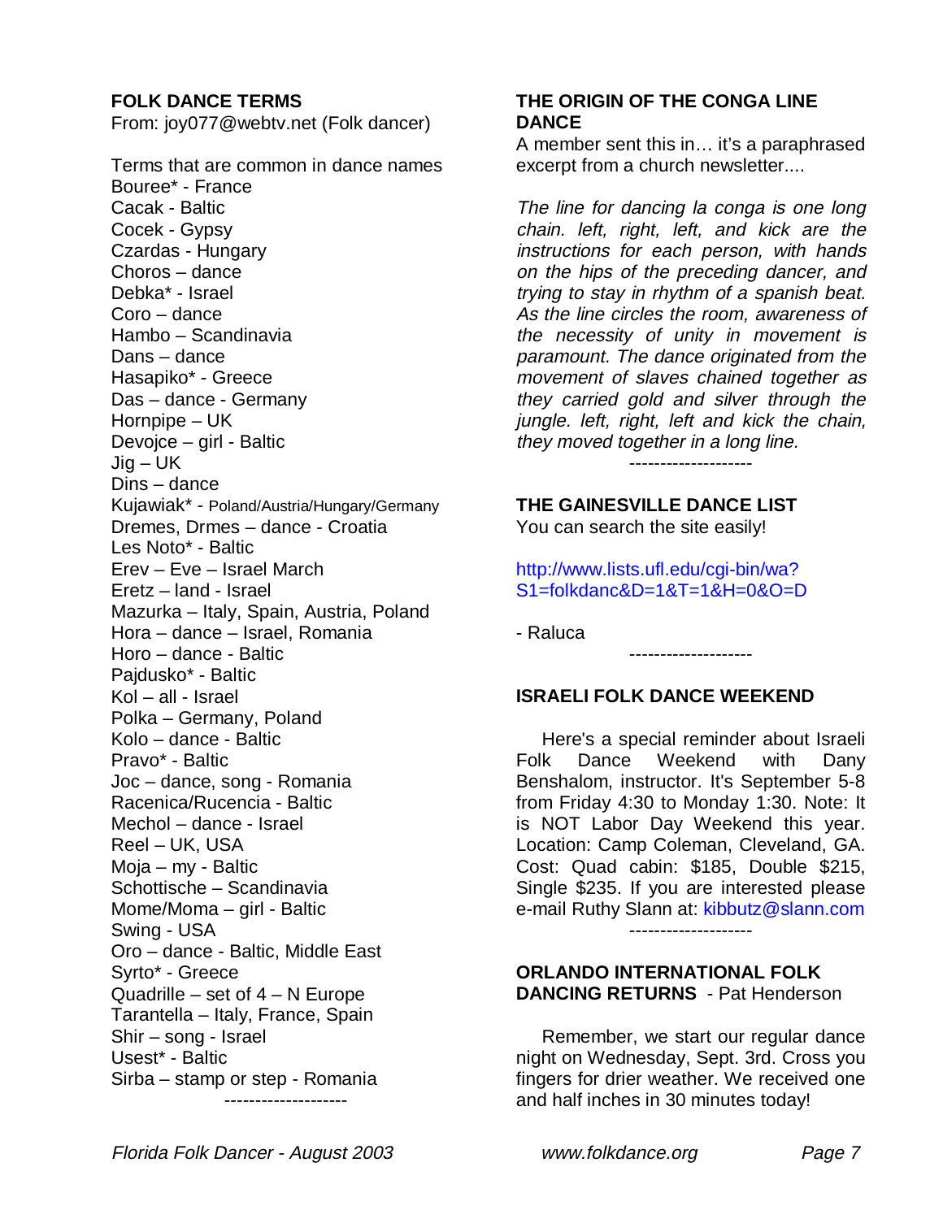## FOLK DANCE TERMS

From: joy077@webtv.net (Folk dancer)

Terms that are common in dance names
Bouree* - France
Cacak - Baltic
Cocek - Gypsy
Czardas - Hungary
Choros – dance
Debka* - Israel
Coro – dance
Hambo – Scandinavia
Dans – dance
Hasapiko* - Greece
Das – dance - Germany
Hornpipe – UK
Devojce – girl - Baltic
Jig – UK
Dins – dance
Kujawiak* - Poland/Austria/Hungary/Germany
Dremes, Drmes – dance - Croatia
Les Noto* - Baltic
Erev – Eve – Israel March
Eretz – land - Israel
Mazurka – Italy, Spain, Austria, Poland
Hora – dance – Israel, Romania
Horo – dance - Baltic
Pajdusko* - Baltic
Kol – all - Israel
Polka – Germany, Poland
Kolo – dance - Baltic
Pravo* - Baltic
Joc – dance, song - Romania
Racenica/Rucencia - Baltic
Mechol – dance - Israel
Reel – UK, USA
Moja – my - Baltic
Schottische – Scandinavia
Mome/Moma – girl - Baltic
Swing - USA
Oro – dance - Baltic, Middle East
Syrto* - Greece
Quadrille – set of 4 – N Europe
Tarantella – Italy, France, Spain
Shir – song - Israel
Usest* - Baltic
Sirba – stamp or step - Romania

--------------------

## THE ORIGIN OF THE CONGA LINE DANCE

A member sent this in… it's a paraphrased excerpt from a church newsletter....

*The line for dancing la conga is one long chain. left, right, left, and kick are the instructions for each person, with hands on the hips of the preceding dancer, and trying to stay in rhythm of a spanish beat. As the line circles the room, awareness of the necessity of unity in movement is paramount. The dance originated from the movement of slaves chained together as they carried gold and silver through the jungle. left, right, left and kick the chain, they moved together in a long line.*

--------------------

## THE GAINESVILLE DANCE LIST

You can search the site easily!

http://www.lists.ufl.edu/cgi-bin/wa?S1=folkdanc&D=1&T=1&H=0&O=D

- Raluca

--------------------

## ISRAELI FOLK DANCE WEEKEND

Here's a special reminder about Israeli Folk Dance Weekend with Dany Benshalom, instructor. It's September 5-8 from Friday 4:30 to Monday 1:30. Note: It is NOT Labor Day Weekend this year. Location: Camp Coleman, Cleveland, GA. Cost: Quad cabin: $185, Double $215, Single $235. If you are interested please e-mail Ruthy Slann at: kibbutz@slann.com

--------------------

## ORLANDO INTERNATIONAL FOLK DANCING RETURNS - Pat Henderson

Remember, we start our regular dance night on Wednesday, Sept. 3rd. Cross you fingers for drier weather. We received one and half inches in 30 minutes today!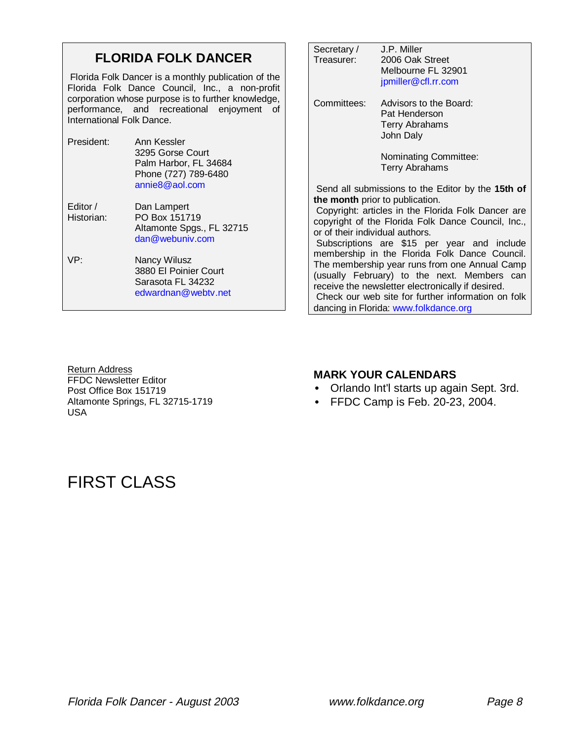## FLORIDA FOLK DANCER

Florida Folk Dancer is a monthly publication of the Florida Folk Dance Council, Inc., a non-profit corporation whose purpose is to further knowledge, performance, and recreational enjoyment of International Folk Dance.

| | |
|---|---|
| President: | Ann Kessler<br>3295 Gorse Court<br>Palm Harbor, FL 34684<br>Phone (727) 789-6480<br>annie8@aol.com |
| Editor / Historian: | Dan Lampert<br>PO Box 151719<br>Altamonte Spgs., FL 32715<br>dan@webuniv.com |
| VP: | Nancy Wilusz<br>3880 El Poinier Court<br>Sarasota FL 34232<br>edwardnan@webtv.net |
| Secretary / Treasurer: | J.P. Miller<br>2006 Oak Street<br>Melbourne FL 32901<br>jpmiller@cfl.rr.com |
| Committees: | Advisors to the Board:<br>Pat Henderson<br>Terry Abrahams<br>John Daly<br><br>Nominating Committee:<br>Terry Abrahams |

Send all submissions to the Editor by the **15th of the month** prior to publication.

Copyright: articles in the Florida Folk Dancer are copyright of the Florida Folk Dance Council, Inc., or of their individual authors.

Subscriptions are $15 per year and include membership in the Florida Folk Dance Council. The membership year runs from one Annual Camp (usually February) to the next. Members can receive the newsletter electronically if desired.

Check our web site for further information on folk dancing in Florida: www.folkdance.org

Return Address
FFDC Newsletter Editor
Post Office Box 151719
Altamonte Springs, FL 32715-1719
USA

**MARK YOUR CALENDARS**

- Orlando Int'l starts up again Sept. 3rd.
- FFDC Camp is Feb. 20-23, 2004.

FIRST CLASS